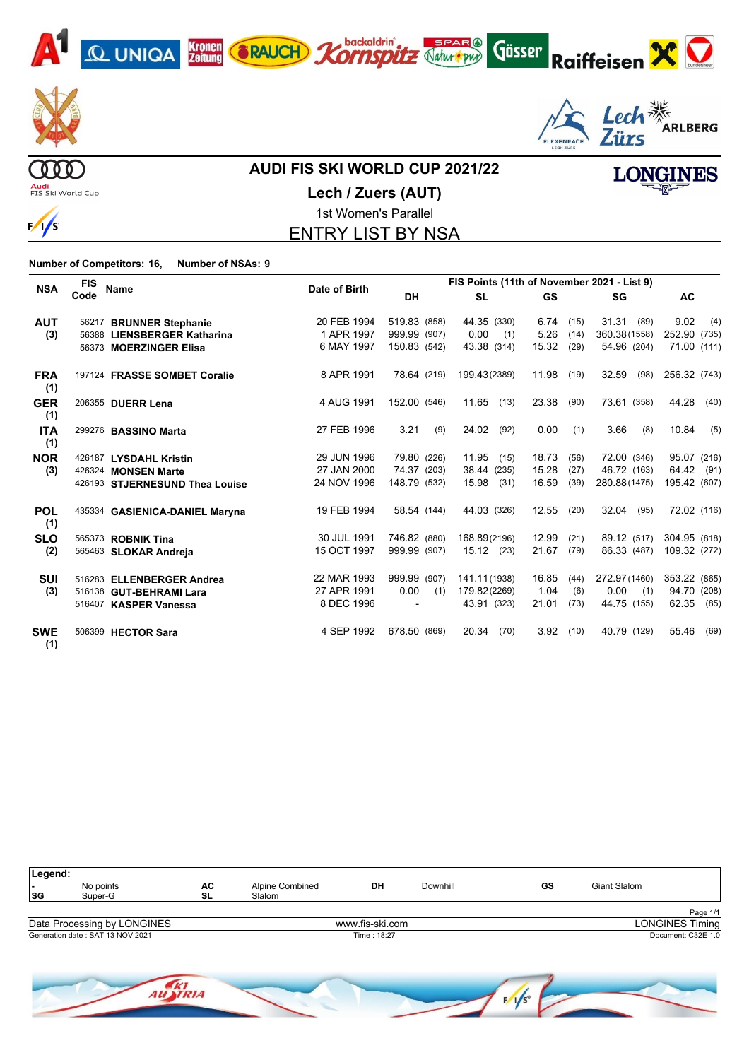# AUDI FIS SKI WORLD CUP 2021/22

## Lech / Zuers (AUT)

1st Women's Parallel

## ENTRY LIST BY NSA

**Number of Competitors: 16, Number of NSAs: 9**

| NSA | FIS Code | Name | Date of Birth | FIS Points (11th of November 2021 - List 9) | | | | |
|---|---|---|---|---|---|---|---|---|
| | | | | DH | SL | GS | SG | AC |
| **AUT (3)** | 56217 | **BRUNNER Stephanie** | 20 FEB 1994 | 519.83 (858) | 44.35 (330) | 6.74 (15) | 31.31 (89) | 9.02 (4) |
| | 56388 | **LIENSBERGER Katharina** | 1 APR 1997 | 999.99 (907) | 0.00 (1) | 5.26 (14) | 360.38 (1558) | 252.90 (735) |
| | 56373 | **MOERZINGER Elisa** | 6 MAY 1997 | 150.83 (542) | 43.38 (314) | 15.32 (29) | 54.96 (204) | 71.00 (111) |
| **FRA (1)** | 197124 | **FRASSE SOMBET Coralie** | 8 APR 1991 | 78.64 (219) | 199.43 (2389) | 11.98 (19) | 32.59 (98) | 256.32 (743) |
| **GER (1)** | 206355 | **DUERR Lena** | 4 AUG 1991 | 152.00 (546) | 11.65 (13) | 23.38 (90) | 73.61 (358) | 44.28 (40) |
| **ITA (1)** | 299276 | **BASSINO Marta** | 27 FEB 1996 | 3.21 (9) | 24.02 (92) | 0.00 (1) | 3.66 (8) | 10.84 (5) |
| **NOR (3)** | 426187 | **LYSDAHL Kristin** | 29 JUN 1996 | 79.80 (226) | 11.95 (15) | 18.73 (56) | 72.00 (346) | 95.07 (216) |
| | 426324 | **MONSEN Marte** | 27 JAN 2000 | 74.37 (203) | 38.44 (235) | 15.28 (27) | 46.72 (163) | 64.42 (91) |
| | 426193 | **STJERNESUND Thea Louise** | 24 NOV 1996 | 148.79 (532) | 15.98 (31) | 16.59 (39) | 280.88 (1475) | 195.42 (607) |
| **POL (1)** | 435334 | **GASIENICA-DANIEL Maryna** | 19 FEB 1994 | 58.54 (144) | 44.03 (326) | 12.55 (20) | 32.04 (95) | 72.02 (116) |
| **SLO (2)** | 565373 | **ROBNIK Tina** | 30 JUL 1991 | 746.82 (880) | 168.89 (2196) | 12.99 (21) | 89.12 (517) | 304.95 (818) |
| | 565463 | **SLOKAR Andreja** | 15 OCT 1997 | 999.99 (907) | 15.12 (23) | 21.67 (79) | 86.33 (487) | 109.32 (272) |
| **SUI (3)** | 516283 | **ELLENBERGER Andrea** | 22 MAR 1993 | 999.99 (907) | 141.11 (1938) | 16.85 (44) | 272.97 (1460) | 353.22 (865) |
| | 516138 | **GUT-BEHRAMI Lara** | 27 APR 1991 | 0.00 (1) | 179.82 (2269) | 1.04 (6) | 0.00 (1) | 94.70 (208) |
| | 516407 | **KASPER Vanessa** | 8 DEC 1996 | - | 43.91 (323) | 21.01 (73) | 44.75 (155) | 62.35 (85) |
| **SWE (1)** | 506399 | **HECTOR Sara** | 4 SEP 1992 | 678.50 (869) | 20.34 (70) | 3.92 (10) | 40.79 (129) | 55.46 (69) |

**Legend:**

| | | | | | | | |
|---|---|---|---|---|---|---|---|
| - | No points | AC | Alpine Combined | DH | Downhill | GS | Giant Slalom |
| SG | Super-G | SL | Slalom | | | | |

Data Processing by LONGINES — www.fis-ski.com — LONGINES Timing

Generation date : SAT 13 NOV 2021 — Time : 18:27 — Document: C32E 1.0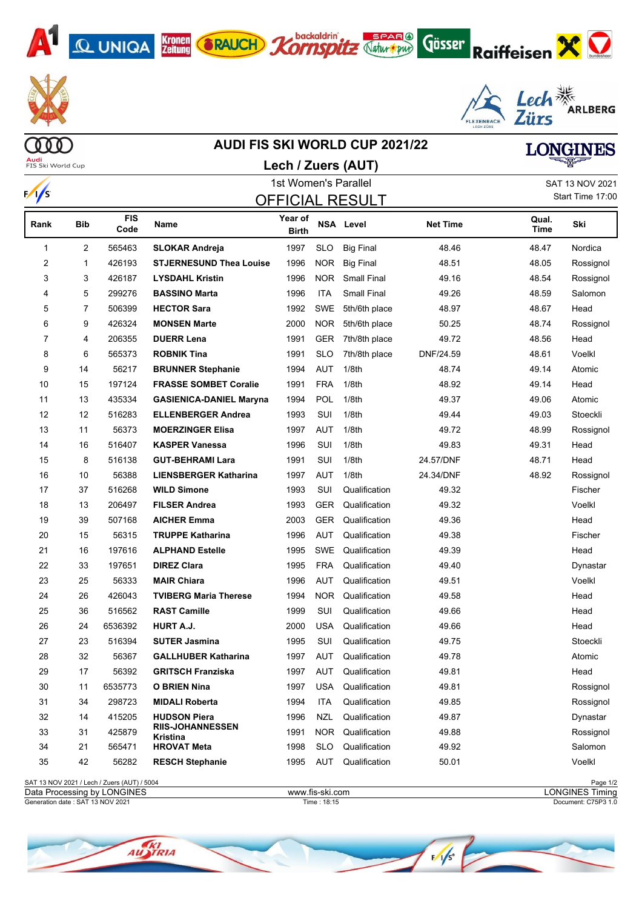# AUDI FIS SKI WORLD CUP 2021/22

## Lech / Zuers (AUT)

1st Women's Parallel

SAT 13 NOV 2021
Start Time 17:00

## OFFICIAL RESULT

| Rank | Bib | FIS Code | Name | Year of Birth | NSA | Level | Net Time | Qual. Time | Ski |
|---|---|---|---|---|---|---|---|---|---|
| 1 | 2 | 565463 | **SLOKAR Andreja** | 1997 | SLO | Big Final | 48.46 | 48.47 | Nordica |
| 2 | 1 | 426193 | **STJERNESUND Thea Louise** | 1996 | NOR | Big Final | 48.51 | 48.05 | Rossignol |
| 3 | 3 | 426187 | **LYSDAHL Kristin** | 1996 | NOR | Small Final | 49.16 | 48.54 | Rossignol |
| 4 | 5 | 299276 | **BASSINO Marta** | 1996 | ITA | Small Final | 49.26 | 48.59 | Salomon |
| 5 | 7 | 506399 | **HECTOR Sara** | 1992 | SWE | 5th/6th place | 48.97 | 48.67 | Head |
| 6 | 9 | 426324 | **MONSEN Marte** | 2000 | NOR | 5th/6th place | 50.25 | 48.74 | Rossignol |
| 7 | 4 | 206355 | **DUERR Lena** | 1991 | GER | 7th/8th place | 49.72 | 48.56 | Head |
| 8 | 6 | 565373 | **ROBNIK Tina** | 1991 | SLO | 7th/8th place | DNF/24.59 | 48.61 | Voelkl |
| 9 | 14 | 56217 | **BRUNNER Stephanie** | 1994 | AUT | 1/8th | 48.74 | 49.14 | Atomic |
| 10 | 15 | 197124 | **FRASSE SOMBET Coralie** | 1991 | FRA | 1/8th | 48.92 | 49.14 | Head |
| 11 | 13 | 435334 | **GASIENICA-DANIEL Maryna** | 1994 | POL | 1/8th | 49.37 | 49.06 | Atomic |
| 12 | 12 | 516283 | **ELLENBERGER Andrea** | 1993 | SUI | 1/8th | 49.44 | 49.03 | Stoeckli |
| 13 | 11 | 56373 | **MOERZINGER Elisa** | 1997 | AUT | 1/8th | 49.72 | 48.99 | Rossignol |
| 14 | 16 | 516407 | **KASPER Vanessa** | 1996 | SUI | 1/8th | 49.83 | 49.31 | Head |
| 15 | 8 | 516138 | **GUT-BEHRAMI Lara** | 1991 | SUI | 1/8th | 24.57/DNF | 48.71 | Head |
| 16 | 10 | 56388 | **LIENSBERGER Katharina** | 1997 | AUT | 1/8th | 24.34/DNF | 48.92 | Rossignol |
| 17 | 37 | 516268 | **WILD Simone** | 1993 | SUI | Qualification | 49.32 | | Fischer |
| 18 | 13 | 206497 | **FILSER Andrea** | 1993 | GER | Qualification | 49.32 | | Voelkl |
| 19 | 39 | 507168 | **AICHER Emma** | 2003 | GER | Qualification | 49.36 | | Head |
| 20 | 15 | 56315 | **TRUPPE Katharina** | 1996 | AUT | Qualification | 49.38 | | Fischer |
| 21 | 16 | 197616 | **ALPHAND Estelle** | 1995 | SWE | Qualification | 49.39 | | Head |
| 22 | 33 | 197651 | **DIREZ Clara** | 1995 | FRA | Qualification | 49.40 | | Dynastar |
| 23 | 25 | 56333 | **MAIR Chiara** | 1996 | AUT | Qualification | 49.51 | | Voelkl |
| 24 | 26 | 426043 | **TVIBERG Maria Therese** | 1994 | NOR | Qualification | 49.58 | | Head |
| 25 | 36 | 516562 | **RAST Camille** | 1999 | SUI | Qualification | 49.66 | | Head |
| 26 | 24 | 6536392 | **HURT A.J.** | 2000 | USA | Qualification | 49.66 | | Head |
| 27 | 23 | 516394 | **SUTER Jasmina** | 1995 | SUI | Qualification | 49.75 | | Stoeckli |
| 28 | 32 | 56367 | **GALLHUBER Katharina** | 1997 | AUT | Qualification | 49.78 | | Atomic |
| 29 | 17 | 56392 | **GRITSCH Franziska** | 1997 | AUT | Qualification | 49.81 | | Head |
| 30 | 11 | 6535773 | **O BRIEN Nina** | 1997 | USA | Qualification | 49.81 | | Rossignol |
| 31 | 34 | 298723 | **MIDALI Roberta** | 1994 | ITA | Qualification | 49.85 | | Rossignol |
| 32 | 14 | 415205 | **HUDSON Piera** | 1996 | NZL | Qualification | 49.87 | | Dynastar |
| 33 | 31 | 425879 | **RIIS-JOHANNESSEN Kristina** | 1991 | NOR | Qualification | 49.88 | | Rossignol |
| 34 | 21 | 565471 | **HROVAT Meta** | 1998 | SLO | Qualification | 49.92 | | Salomon |
| 35 | 42 | 56282 | **RESCH Stephanie** | 1995 | AUT | Qualification | 50.01 | | Voelkl |

SAT 13 NOV 2021 / Lech / Zuers (AUT) / 5004
Data Processing by LONGINES
Generation date : SAT 13 NOV 2021
www.fis-ski.com
Time : 18:15
LONGINES Timing
Document: C75P3 1.0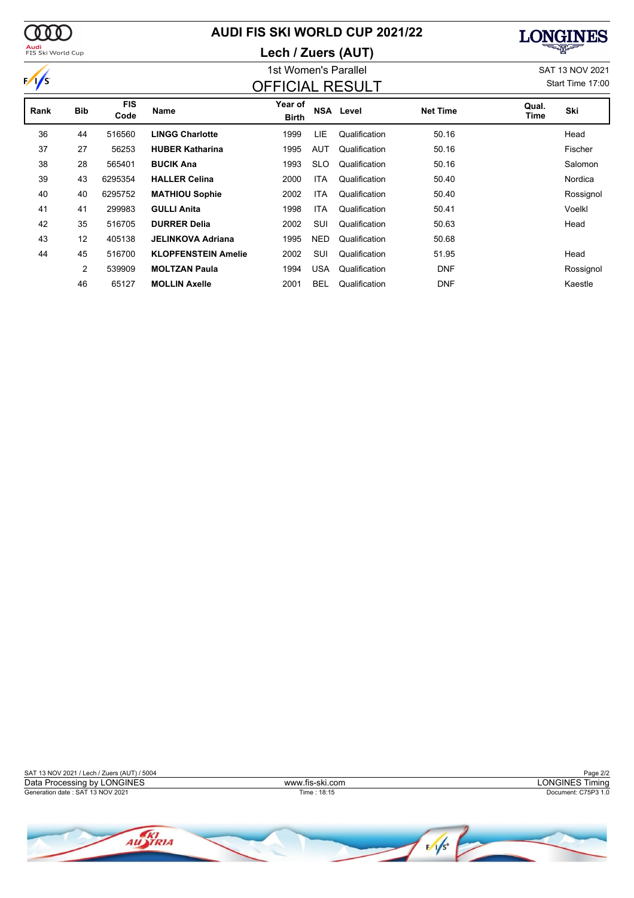# AUDI FIS SKI WORLD CUP 2021/22

## Lech / Zuers (AUT)

1st Women's Parallel

SAT 13 NOV 2021

Start Time 17:00

## OFFICIAL RESULT

| Rank | Bib | FIS Code | Name | Year of Birth | NSA | Level | Net Time | Qual. Time | Ski |
|---|---|---|---|---|---|---|---|---|---|
| 36 | 44 | 516560 | **LINGG Charlotte** | 1999 | LIE | Qualification | 50.16 | | Head |
| 37 | 27 | 56253 | **HUBER Katharina** | 1995 | AUT | Qualification | 50.16 | | Fischer |
| 38 | 28 | 565401 | **BUCIK Ana** | 1993 | SLO | Qualification | 50.16 | | Salomon |
| 39 | 43 | 6295354 | **HALLER Celina** | 2000 | ITA | Qualification | 50.40 | | Nordica |
| 40 | 40 | 6295752 | **MATHIOU Sophie** | 2002 | ITA | Qualification | 50.40 | | Rossignol |
| 41 | 41 | 299983 | **GULLI Anita** | 1998 | ITA | Qualification | 50.41 | | Voelkl |
| 42 | 35 | 516705 | **DURRER Delia** | 2002 | SUI | Qualification | 50.63 | | Head |
| 43 | 12 | 405138 | **JELINKOVA Adriana** | 1995 | NED | Qualification | 50.68 | | |
| 44 | 45 | 516700 | **KLOPFENSTEIN Amelie** | 2002 | SUI | Qualification | 51.95 | | Head |
| | 2 | 539909 | **MOLTZAN Paula** | 1994 | USA | Qualification | DNF | | Rossignol |
| | 46 | 65127 | **MOLLIN Axelle** | 2001 | BEL | Qualification | DNF | | Kaestle |

SAT 13 NOV 2021 / Lech / Zuers (AUT) / 5004

Data Processing by LONGINES | www.fis-ski.com | LONGINES Timing

Generation date : SAT 13 NOV 2021 | Time : 18:15 | Document: C75P3 1.0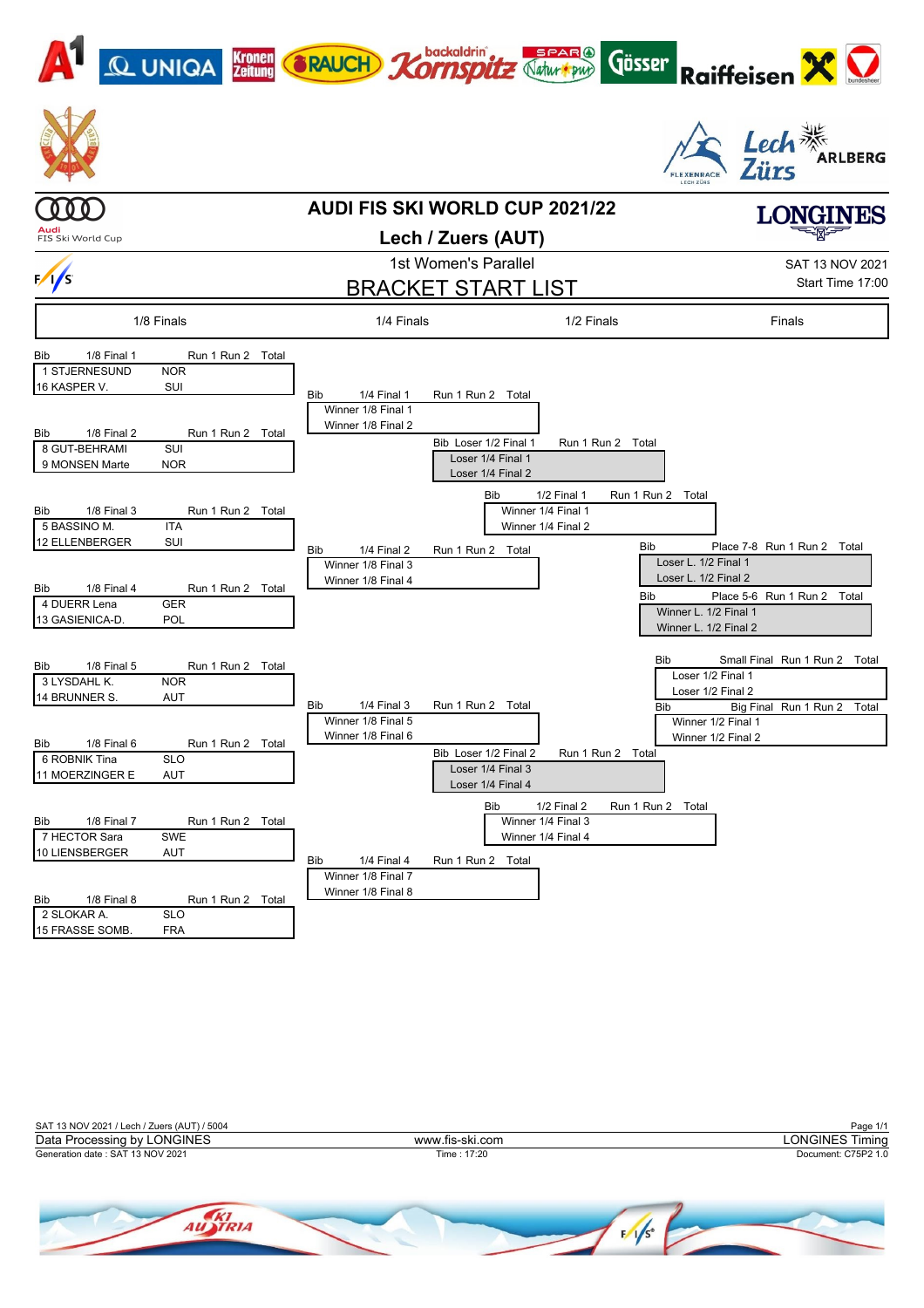# AUDI FIS SKI WORLD CUP 2021/22

## Lech / Zuers (AUT)

1st Women's Parallel

SAT 13 NOV 2021
Start Time 17:00

## BRACKET START LIST

### 1/8 Finals

| Bib | 1/8 Final 1 | | Run 1 | Run 2 | Total |
|---|---|---|---|---|---|
| 1 | STJERNESUND | NOR | | | |
| 16 | KASPER V. | SUI | | | |

| Bib | 1/8 Final 2 | | Run 1 | Run 2 | Total |
|---|---|---|---|---|---|
| 8 | GUT-BEHRAMI | SUI | | | |
| 9 | MONSEN Marte | NOR | | | |

| Bib | 1/8 Final 3 | | Run 1 | Run 2 | Total |
|---|---|---|---|---|---|
| 5 | BASSINO M. | ITA | | | |
| 12 | ELLENBERGER | SUI | | | |

| Bib | 1/8 Final 4 | | Run 1 | Run 2 | Total |
|---|---|---|---|---|---|
| 4 | DUERR Lena | GER | | | |
| 13 | GASIENICA-D. | POL | | | |

| Bib | 1/8 Final 5 | | Run 1 | Run 2 | Total |
|---|---|---|---|---|---|
| 3 | LYSDAHL K. | NOR | | | |
| 14 | BRUNNER S. | AUT | | | |

| Bib | 1/8 Final 6 | | Run 1 | Run 2 | Total |
|---|---|---|---|---|---|
| 6 | ROBNIK Tina | SLO | | | |
| 11 | MOERZINGER E | AUT | | | |

| Bib | 1/8 Final 7 | | Run 1 | Run 2 | Total |
|---|---|---|---|---|---|
| 7 | HECTOR Sara | SWE | | | |
| 10 | LIENSBERGER | AUT | | | |

| Bib | 1/8 Final 8 | | Run 1 | Run 2 | Total |
|---|---|---|---|---|---|
| 2 | SLOKAR A. | SLO | | | |
| 15 | FRASSE SOMB. | FRA | | | |

### 1/4 Finals

| Bib | 1/4 Final 1 | Run 1 | Run 2 | Total |
|---|---|---|---|---|
| | Winner 1/8 Final 1 | | | |
| | Winner 1/8 Final 2 | | | |

| Bib | 1/4 Final 2 | Run 1 | Run 2 | Total |
|---|---|---|---|---|
| | Winner 1/8 Final 3 | | | |
| | Winner 1/8 Final 4 | | | |

| Bib | 1/4 Final 3 | Run 1 | Run 2 | Total |
|---|---|---|---|---|
| | Winner 1/8 Final 5 | | | |
| | Winner 1/8 Final 6 | | | |

| Bib | 1/4 Final 4 | Run 1 | Run 2 | Total |
|---|---|---|---|---|
| | Winner 1/8 Final 7 | | | |
| | Winner 1/8 Final 8 | | | |

### 1/2 Finals

| Bib | Loser 1/2 Final 1 | Run 1 | Run 2 | Total |
|---|---|---|---|---|
| | Loser 1/4 Final 1 | | | |
| | Loser 1/4 Final 2 | | | |

| Bib | 1/2 Final 1 | Run 1 | Run 2 | Total |
|---|---|---|---|---|
| | Winner 1/4 Final 1 | | | |
| | Winner 1/4 Final 2 | | | |

| Bib | Loser 1/2 Final 2 | Run 1 | Run 2 | Total |
|---|---|---|---|---|
| | Loser 1/4 Final 3 | | | |
| | Loser 1/4 Final 4 | | | |

| Bib | 1/2 Final 2 | Run 1 | Run 2 | Total |
|---|---|---|---|---|
| | Winner 1/4 Final 3 | | | |
| | Winner 1/4 Final 4 | | | |

### Finals

| Bib | Place 7-8 | Run 1 | Run 2 | Total |
|---|---|---|---|---|
| | Loser L. 1/2 Final 1 | | | |
| | Loser L. 1/2 Final 2 | | | |

| Bib | Place 5-6 | Run 1 | Run 2 | Total |
|---|---|---|---|---|
| | Winner L. 1/2 Final 1 | | | |
| | Winner L. 1/2 Final 2 | | | |

| Bib | Small Final | Run 1 | Run 2 | Total |
|---|---|---|---|---|
| | Loser 1/2 Final 1 | | | |
| | Loser 1/2 Final 2 | | | |

| Bib | Big Final | Run 1 | Run 2 | Total |
|---|---|---|---|---|
| | Winner 1/2 Final 1 | | | |
| | Winner 1/2 Final 2 | | | |

SAT 13 NOV 2021 / Lech / Zuers (AUT) / 5004
Data Processing by LONGINES — www.fis-ski.com — LONGINES Timing
Generation date : SAT 13 NOV 2021 — Time : 17:20 — Document: C75P2 1.0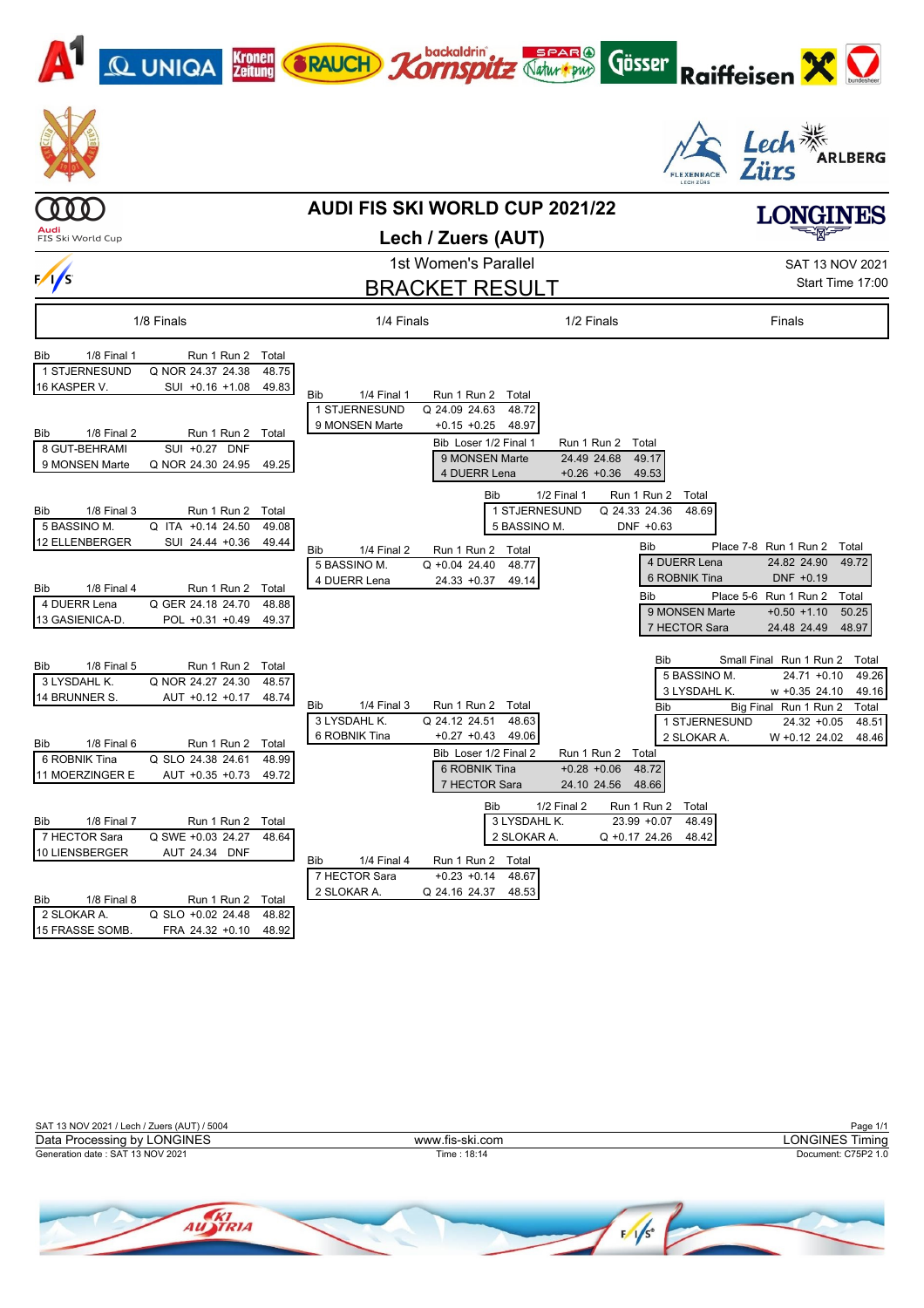# AUDI FIS SKI WORLD CUP 2021/22

## Lech / Zuers (AUT)

1st Women's Parallel

SAT 13 NOV 2021

Start Time 17:00

## BRACKET RESULT

### 1/8 Finals

| Bib | 1/8 Final 1 | | Run 1 | Run 2 | Total |
|---|---|---|---|---|---|
| 1 | STJERNESUND | Q NOR | 24.37 | 24.38 | 48.75 |
| 16 | KASPER V. | SUI | +0.16 | +1.08 | 49.83 |

| Bib | 1/8 Final 2 | | Run 1 | Run 2 | Total |
|---|---|---|---|---|---|
| 8 | GUT-BEHRAMI | SUI | +0.27 | DNF | |
| 9 | MONSEN Marte | Q NOR | 24.30 | 24.95 | 49.25 |

| Bib | 1/8 Final 3 | | Run 1 | Run 2 | Total |
|---|---|---|---|---|---|
| 5 | BASSINO M. | Q ITA | +0.14 | 24.50 | 49.08 |
| 12 | ELLENBERGER | SUI | 24.44 | +0.36 | 49.44 |

| Bib | 1/8 Final 4 | | Run 1 | Run 2 | Total |
|---|---|---|---|---|---|
| 4 | DUERR Lena | Q GER | 24.18 | 24.70 | 48.88 |
| 13 | GASIENICA-D. | POL | +0.31 | +0.49 | 49.37 |

| Bib | 1/8 Final 5 | | Run 1 | Run 2 | Total |
|---|---|---|---|---|---|
| 3 | LYSDAHL K. | Q NOR | 24.27 | 24.30 | 48.57 |
| 14 | BRUNNER S. | AUT | +0.12 | +0.17 | 48.74 |

| Bib | 1/8 Final 6 | | Run 1 | Run 2 | Total |
|---|---|---|---|---|---|
| 6 | ROBNIK Tina | Q SLO | 24.38 | 24.61 | 48.99 |
| 11 | MOERZINGER E | AUT | +0.35 | +0.73 | 49.72 |

| Bib | 1/8 Final 7 | | Run 1 | Run 2 | Total |
|---|---|---|---|---|---|
| 7 | HECTOR Sara | Q SWE | +0.03 | 24.27 | 48.64 |
| 10 | LIENSBERGER | AUT | 24.34 | DNF | |

| Bib | 1/8 Final 8 | | Run 1 | Run 2 | Total |
|---|---|---|---|---|---|
| 2 | SLOKAR A. | Q SLO | +0.02 | 24.48 | 48.82 |
| 15 | FRASSE SOMB. | FRA | 24.32 | +0.10 | 48.92 |

### 1/4 Finals

| Bib | 1/4 Final 1 | | Run 1 | Run 2 | Total |
|---|---|---|---|---|---|
| 1 | STJERNESUND | Q | 24.09 | 24.63 | 48.72 |
| 9 | MONSEN Marte | | +0.15 | +0.25 | 48.97 |

| Bib | 1/4 Final 2 | | Run 1 | Run 2 | Total |
|---|---|---|---|---|---|
| 5 | BASSINO M. | Q | +0.04 | 24.40 | 48.77 |
| 4 | DUERR Lena | | 24.33 | +0.37 | 49.14 |

| Bib | 1/4 Final 3 | | Run 1 | Run 2 | Total |
|---|---|---|---|---|---|
| 3 | LYSDAHL K. | Q | 24.12 | 24.51 | 48.63 |
| 6 | ROBNIK Tina | | +0.27 | +0.43 | 49.06 |

| Bib | 1/4 Final 4 | | Run 1 | Run 2 | Total |
|---|---|---|---|---|---|
| 7 | HECTOR Sara | | +0.23 | +0.14 | 48.67 |
| 2 | SLOKAR A. | Q | 24.16 | 24.37 | 48.53 |

### 1/2 Finals

| Bib | Loser 1/2 Final 1 | Run 1 | Run 2 | Total |
|---|---|---|---|---|
| 9 | MONSEN Marte | 24.49 | 24.68 | 49.17 |
| 4 | DUERR Lena | +0.26 | +0.36 | 49.53 |

| Bib | 1/2 Final 1 | | Run 1 | Run 2 | Total |
|---|---|---|---|---|---|
| 1 | STJERNESUND | Q | 24.33 | 24.36 | 48.69 |
| 5 | BASSINO M. | | DNF | +0.63 | |

| Bib | Loser 1/2 Final 2 | Run 1 | Run 2 | Total |
|---|---|---|---|---|
| 6 | ROBNIK Tina | +0.28 | +0.06 | 48.72 |
| 7 | HECTOR Sara | 24.10 | 24.56 | 48.66 |

| Bib | 1/2 Final 2 | | Run 1 | Run 2 | Total |
|---|---|---|---|---|---|
| 3 | LYSDAHL K. | | 23.99 | +0.07 | 48.49 |
| 2 | SLOKAR A. | Q | +0.17 | 24.26 | 48.42 |

### Finals

| Bib | Place 7-8 | Run 1 | Run 2 | Total |
|---|---|---|---|---|
| 4 | DUERR Lena | 24.82 | 24.90 | 49.72 |
| 6 | ROBNIK Tina | DNF | +0.19 | |

| Bib | Place 5-6 | Run 1 | Run 2 | Total |
|---|---|---|---|---|
| 9 | MONSEN Marte | +0.50 | +1.10 | 50.25 |
| 7 | HECTOR Sara | 24.48 | 24.49 | 48.97 |

| Bib | Small Final | | Run 1 | Run 2 | Total |
|---|---|---|---|---|---|
| 5 | BASSINO M. | | 24.71 | +0.10 | 49.26 |
| 3 | LYSDAHL K. | w | +0.35 | 24.10 | 49.16 |

| Bib | Big Final | | Run 1 | Run 2 | Total |
|---|---|---|---|---|---|
| 1 | STJERNESUND | | 24.32 | +0.05 | 48.51 |
| 2 | SLOKAR A. | W | +0.12 | 24.02 | 48.46 |

SAT 13 NOV 2021 / Lech / Zuers (AUT) / 5004

Data Processing by LONGINES

Generation date : SAT 13 NOV 2021

www.fis-ski.com

Time : 18:14

LONGINES Timing

Document: C75P2 1.0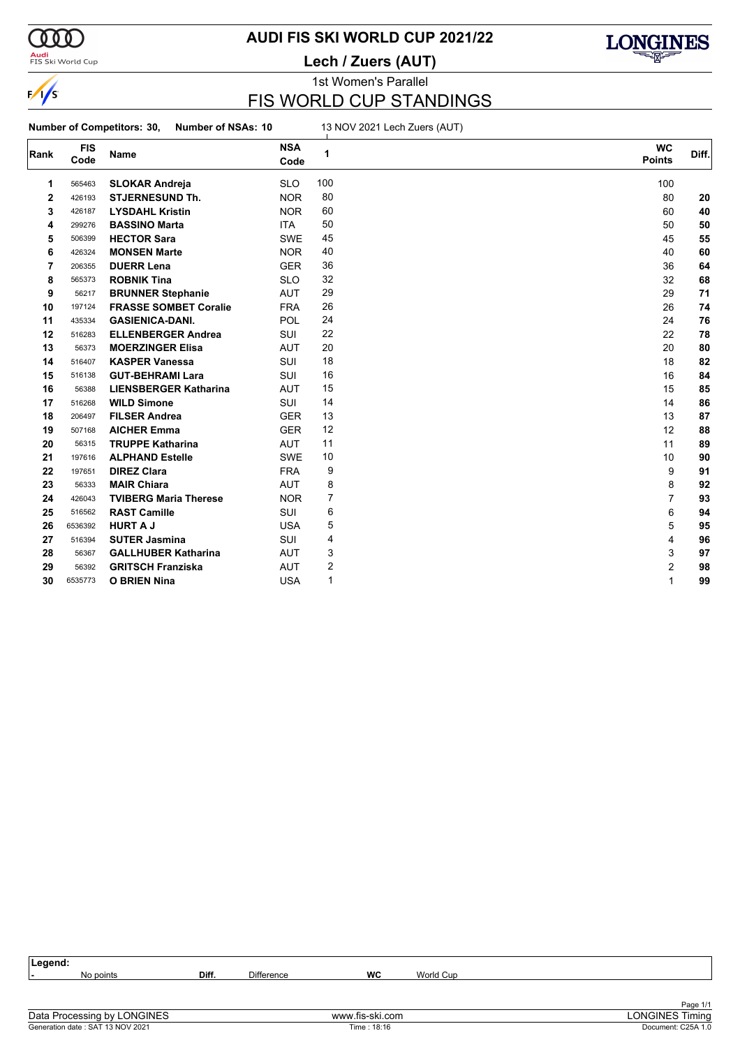# AUDI FIS SKI WORLD CUP 2021/22

## Lech / Zuers (AUT)

1st Women's Parallel

## FIS WORLD CUP STANDINGS

**Number of Competitors: 30, Number of NSAs: 10** 13 NOV 2021 Lech Zuers (AUT)

| Rank | FIS Code | Name | NSA Code | 1 | WC Points | Diff. |
|---|---|---|---|---|---|---|
| 1 | 565463 | **SLOKAR Andreja** | SLO | 100 | 100 | |
| 2 | 426193 | **STJERNESUND Th.** | NOR | 80 | 80 | **20** |
| 3 | 426187 | **LYSDAHL Kristin** | NOR | 60 | 60 | **40** |
| 4 | 299276 | **BASSINO Marta** | ITA | 50 | 50 | **50** |
| 5 | 506399 | **HECTOR Sara** | SWE | 45 | 45 | **55** |
| 6 | 426324 | **MONSEN Marte** | NOR | 40 | 40 | **60** |
| 7 | 206355 | **DUERR Lena** | GER | 36 | 36 | **64** |
| 8 | 565373 | **ROBNIK Tina** | SLO | 32 | 32 | **68** |
| 9 | 56217 | **BRUNNER Stephanie** | AUT | 29 | 29 | **71** |
| 10 | 197124 | **FRASSE SOMBET Coralie** | FRA | 26 | 26 | **74** |
| 11 | 435334 | **GASIENICA-DANI.** | POL | 24 | 24 | **76** |
| 12 | 516283 | **ELLENBERGER Andrea** | SUI | 22 | 22 | **78** |
| 13 | 56373 | **MOERZINGER Elisa** | AUT | 20 | 20 | **80** |
| 14 | 516407 | **KASPER Vanessa** | SUI | 18 | 18 | **82** |
| 15 | 516138 | **GUT-BEHRAMI Lara** | SUI | 16 | 16 | **84** |
| 16 | 56388 | **LIENSBERGER Katharina** | AUT | 15 | 15 | **85** |
| 17 | 516268 | **WILD Simone** | SUI | 14 | 14 | **86** |
| 18 | 206497 | **FILSER Andrea** | GER | 13 | 13 | **87** |
| 19 | 507168 | **AICHER Emma** | GER | 12 | 12 | **88** |
| 20 | 56315 | **TRUPPE Katharina** | AUT | 11 | 11 | **89** |
| 21 | 197616 | **ALPHAND Estelle** | SWE | 10 | 10 | **90** |
| 22 | 197651 | **DIREZ Clara** | FRA | 9 | 9 | **91** |
| 23 | 56333 | **MAIR Chiara** | AUT | 8 | 8 | **92** |
| 24 | 426043 | **TVIBERG Maria Therese** | NOR | 7 | 7 | **93** |
| 25 | 516562 | **RAST Camille** | SUI | 6 | 6 | **94** |
| 26 | 6536392 | **HURT A J** | USA | 5 | 5 | **95** |
| 27 | 516394 | **SUTER Jasmina** | SUI | 4 | 4 | **96** |
| 28 | 56367 | **GALLHUBER Katharina** | AUT | 3 | 3 | **97** |
| 29 | 56392 | **GRITSCH Franziska** | AUT | 2 | 2 | **98** |
| 30 | 6535773 | **O BRIEN Nina** | USA | 1 | 1 | **99** |

**Legend:**
- No points | **Diff.** Difference | **WC** World Cup

Data Processing by LONGINES — www.fis-ski.com — LONGINES Timing

Generation date : SAT 13 NOV 2021 — Time : 18:16 — Document: C25A 1.0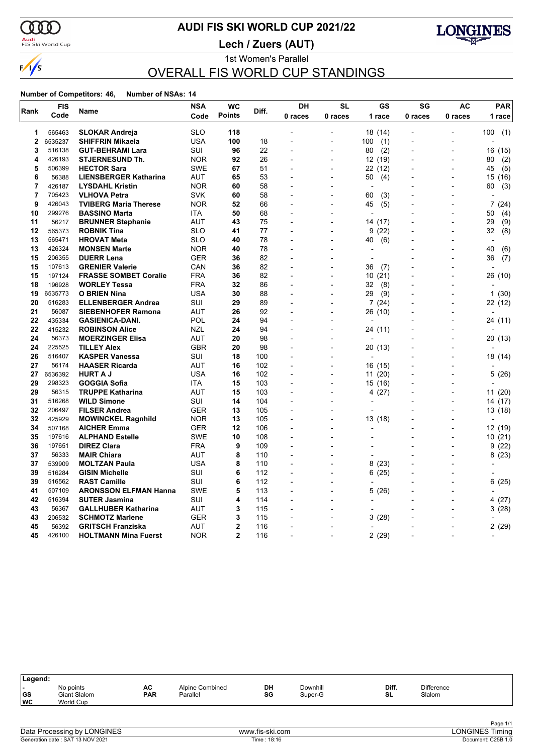# AUDI FIS SKI WORLD CUP 2021/22

## Lech / Zuers (AUT)

1st Women's Parallel

## OVERALL FIS WORLD CUP STANDINGS

**Number of Competitors: 46, Number of NSAs: 14**

| Rank | FIS Code | Name | NSA Code | WC Points | Diff. | DH 0 races | SL 0 races | GS 1 race | SG 0 races | AC 0 races | PAR 1 race |
|---|---|---|---|---|---|---|---|---|---|---|---|
| 1 | 565463 | **SLOKAR Andreja** | SLO | **118** | | - | - | 18 (14) | - | - | 100 (1) |
| 2 | 6535237 | **SHIFFRIN Mikaela** | USA | **100** | 18 | - | - | 100 (1) | - | - | - |
| 3 | 516138 | **GUT-BEHRAMI Lara** | SUI | **96** | 22 | - | - | 80 (2) | - | - | 16 (15) |
| 4 | 426193 | **STJERNESUND Th.** | NOR | **92** | 26 | - | - | 12 (19) | - | - | 80 (2) |
| 5 | 506399 | **HECTOR Sara** | SWE | **67** | 51 | - | - | 22 (12) | - | - | 45 (5) |
| 6 | 56388 | **LIENSBERGER Katharina** | AUT | **65** | 53 | - | - | 50 (4) | - | - | 15 (16) |
| 7 | 426187 | **LYSDAHL Kristin** | NOR | **60** | 58 | - | - | - | - | - | 60 (3) |
| 7 | 705423 | **VLHOVA Petra** | SVK | **60** | 58 | - | - | 60 (3) | - | - | - |
| 9 | 426043 | **TVIBERG Maria Therese** | NOR | **52** | 66 | - | - | 45 (5) | - | - | 7 (24) |
| 10 | 299276 | **BASSINO Marta** | ITA | **50** | 68 | - | - | - | - | - | 50 (4) |
| 11 | 56217 | **BRUNNER Stephanie** | AUT | **43** | 75 | - | - | 14 (17) | - | - | 29 (9) |
| 12 | 565373 | **ROBNIK Tina** | SLO | **41** | 77 | - | - | 9 (22) | - | - | 32 (8) |
| 13 | 565471 | **HROVAT Meta** | SLO | **40** | 78 | - | - | 40 (6) | - | - | - |
| 13 | 426324 | **MONSEN Marte** | NOR | **40** | 78 | - | - | - | - | - | 40 (6) |
| 15 | 206355 | **DUERR Lena** | GER | **36** | 82 | - | - | - | - | - | 36 (7) |
| 15 | 107613 | **GRENIER Valerie** | CAN | **36** | 82 | - | - | 36 (7) | - | - | - |
| 15 | 197124 | **FRASSE SOMBET Coralie** | FRA | **36** | 82 | - | - | 10 (21) | - | - | 26 (10) |
| 18 | 196928 | **WORLEY Tessa** | FRA | **32** | 86 | - | - | 32 (8) | - | - | - |
| 19 | 6535773 | **O BRIEN Nina** | USA | **30** | 88 | - | - | 29 (9) | - | - | 1 (30) |
| 20 | 516283 | **ELLENBERGER Andrea** | SUI | **29** | 89 | - | - | 7 (24) | - | - | 22 (12) |
| 21 | 56087 | **SIEBENHOFER Ramona** | AUT | **26** | 92 | - | - | 26 (10) | - | - | - |
| 22 | 435334 | **GASIENICA-DANI.** | POL | **24** | 94 | - | - | - | - | - | 24 (11) |
| 22 | 415232 | **ROBINSON Alice** | NZL | **24** | 94 | - | - | 24 (11) | - | - | - |
| 24 | 56373 | **MOERZINGER Elisa** | AUT | **20** | 98 | - | - | - | - | - | 20 (13) |
| 24 | 225525 | **TILLEY Alex** | GBR | **20** | 98 | - | - | 20 (13) | - | - | - |
| 26 | 516407 | **KASPER Vanessa** | SUI | **18** | 100 | - | - | - | - | - | 18 (14) |
| 27 | 56174 | **HAASER Ricarda** | AUT | **16** | 102 | - | - | 16 (15) | - | - | - |
| 27 | 6536392 | **HURT A J** | USA | **16** | 102 | - | - | 11 (20) | - | - | 5 (26) |
| 29 | 298323 | **GOGGIA Sofia** | ITA | **15** | 103 | - | - | 15 (16) | - | - | - |
| 29 | 56315 | **TRUPPE Katharina** | AUT | **15** | 103 | - | - | 4 (27) | - | - | 11 (20) |
| 31 | 516268 | **WILD Simone** | SUI | **14** | 104 | - | - | - | - | - | 14 (17) |
| 32 | 206497 | **FILSER Andrea** | GER | **13** | 105 | - | - | - | - | - | 13 (18) |
| 32 | 425929 | **MOWINCKEL Ragnhild** | NOR | **13** | 105 | - | - | 13 (18) | - | - | - |
| 34 | 507168 | **AICHER Emma** | GER | **12** | 106 | - | - | - | - | - | 12 (19) |
| 35 | 197616 | **ALPHAND Estelle** | SWE | **10** | 108 | - | - | - | - | - | 10 (21) |
| 36 | 197651 | **DIREZ Clara** | FRA | **9** | 109 | - | - | - | - | - | 9 (22) |
| 37 | 56333 | **MAIR Chiara** | AUT | **8** | 110 | - | - | - | - | - | 8 (23) |
| 37 | 539909 | **MOLTZAN Paula** | USA | **8** | 110 | - | - | 8 (23) | - | - | - |
| 39 | 516284 | **GISIN Michelle** | SUI | **6** | 112 | - | - | 6 (25) | - | - | - |
| 39 | 516562 | **RAST Camille** | SUI | **6** | 112 | - | - | - | - | - | 6 (25) |
| 41 | 507109 | **ARONSSON ELFMAN Hanna** | SWE | **5** | 113 | - | - | 5 (26) | - | - | - |
| 42 | 516394 | **SUTER Jasmina** | SUI | **4** | 114 | - | - | - | - | - | 4 (27) |
| 43 | 56367 | **GALLHUBER Katharina** | AUT | **3** | 115 | - | - | - | - | - | 3 (28) |
| 43 | 206532 | **SCHMOTZ Marlene** | GER | **3** | 115 | - | - | 3 (28) | - | - | - |
| 45 | 56392 | **GRITSCH Franziska** | AUT | **2** | 116 | - | - | - | - | - | 2 (29) |
| 45 | 426100 | **HOLTMANN Mina Fuerst** | NOR | **2** | 116 | - | - | 2 (29) | - | - | - |

**Legend:**

| | | | | | | | |
|---|---|---|---|---|---|---|---|
| - | No points | AC | Alpine Combined | DH | Downhill | Diff. | Difference |
| GS | Giant Slalom | PAR | Parallel | SG | Super-G | SL | Slalom |
| WC | World Cup | | | | | | |

Data Processing by LONGINES — www.fis-ski.com — LONGINES Timing

Generation date : SAT 13 NOV 2021 — Time : 18:16 — Document: C25B 1.0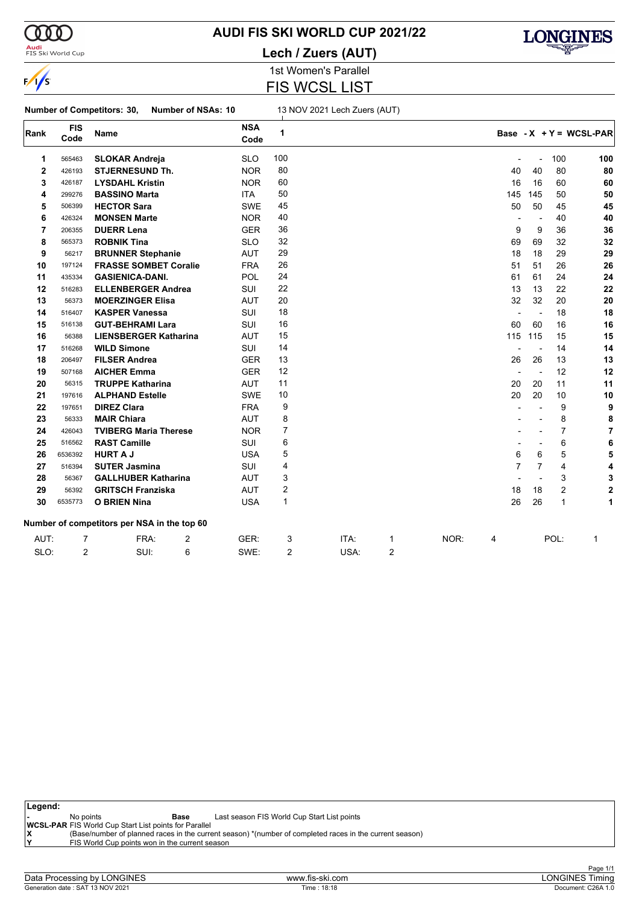# AUDI FIS SKI WORLD CUP 2021/22

## Lech / Zuers (AUT)

1st Women's Parallel

## FIS WCSL LIST

**Number of Competitors: 30, Number of NSAs: 10** 13 NOV 2021 Lech Zuers (AUT)

| Rank | FIS Code | Name | NSA Code | 1 | Base | - X | + Y = | WCSL-PAR |
|---|---|---|---|---|---|---|---|---|
| 1 | 565463 | **SLOKAR Andreja** | SLO | 100 | - | - | 100 | **100** |
| 2 | 426193 | **STJERNESUND Th.** | NOR | 80 | 40 | 40 | 80 | **80** |
| 3 | 426187 | **LYSDAHL Kristin** | NOR | 60 | 16 | 16 | 60 | **60** |
| 4 | 299276 | **BASSINO Marta** | ITA | 50 | 145 | 145 | 50 | **50** |
| 5 | 506399 | **HECTOR Sara** | SWE | 45 | 50 | 50 | 45 | **45** |
| 6 | 426324 | **MONSEN Marte** | NOR | 40 | - | - | 40 | **40** |
| 7 | 206355 | **DUERR Lena** | GER | 36 | 9 | 9 | 36 | **36** |
| 8 | 565373 | **ROBNIK Tina** | SLO | 32 | 69 | 69 | 32 | **32** |
| 9 | 56217 | **BRUNNER Stephanie** | AUT | 29 | 18 | 18 | 29 | **29** |
| 10 | 197124 | **FRASSE SOMBET Coralie** | FRA | 26 | 51 | 51 | 26 | **26** |
| 11 | 435334 | **GASIENICA-DANI.** | POL | 24 | 61 | 61 | 24 | **24** |
| 12 | 516283 | **ELLENBERGER Andrea** | SUI | 22 | 13 | 13 | 22 | **22** |
| 13 | 56373 | **MOERZINGER Elisa** | AUT | 20 | 32 | 32 | 20 | **20** |
| 14 | 516407 | **KASPER Vanessa** | SUI | 18 | - | - | 18 | **18** |
| 15 | 516138 | **GUT-BEHRAMI Lara** | SUI | 16 | 60 | 60 | 16 | **16** |
| 16 | 56388 | **LIENSBERGER Katharina** | AUT | 15 | 115 | 115 | 15 | **15** |
| 17 | 516268 | **WILD Simone** | SUI | 14 | - | - | 14 | **14** |
| 18 | 206497 | **FILSER Andrea** | GER | 13 | 26 | 26 | 13 | **13** |
| 19 | 507168 | **AICHER Emma** | GER | 12 | - | - | 12 | **12** |
| 20 | 56315 | **TRUPPE Katharina** | AUT | 11 | 20 | 20 | 11 | **11** |
| 21 | 197616 | **ALPHAND Estelle** | SWE | 10 | 20 | 20 | 10 | **10** |
| 22 | 197651 | **DIREZ Clara** | FRA | 9 | - | - | 9 | **9** |
| 23 | 56333 | **MAIR Chiara** | AUT | 8 | - | - | 8 | **8** |
| 24 | 426043 | **TVIBERG Maria Therese** | NOR | 7 | - | - | 7 | **7** |
| 25 | 516562 | **RAST Camille** | SUI | 6 | - | - | 6 | **6** |
| 26 | 6536392 | **HURT A J** | USA | 5 | 6 | 6 | 5 | **5** |
| 27 | 516394 | **SUTER Jasmina** | SUI | 4 | 7 | 7 | 4 | **4** |
| 28 | 56367 | **GALLHUBER Katharina** | AUT | 3 | - | - | 3 | **3** |
| 29 | 56392 | **GRITSCH Franziska** | AUT | 2 | 18 | 18 | 2 | **2** |
| 30 | 6535773 | **O BRIEN Nina** | USA | 1 | 26 | 26 | 1 | **1** |

**Number of competitors per NSA in the top 60**

| | | | | | | | | | | | |
|---|---|---|---|---|---|---|---|---|---|---|---|
| AUT: | 7 | FRA: | 2 | GER: | 3 | ITA: | 1 | NOR: | 4 | POL: | 1 |
| SLO: | 2 | SUI: | 6 | SWE: | 2 | USA: | 2 | | | | |

**Legend:**

- **-** No points
- **Base** Last season FIS World Cup Start List points
- **WCSL-PAR** FIS World Cup Start List points for Parallel
- **X** (Base/number of planned races in the current season) *(number of completed races in the current season)
- **Y** FIS World Cup points won in the current season

Data Processing by LONGINES | www.fis-ski.com | LONGINES Timing

Generation date : SAT 13 NOV 2021 | Time : 18:18 | Document: C26A 1.0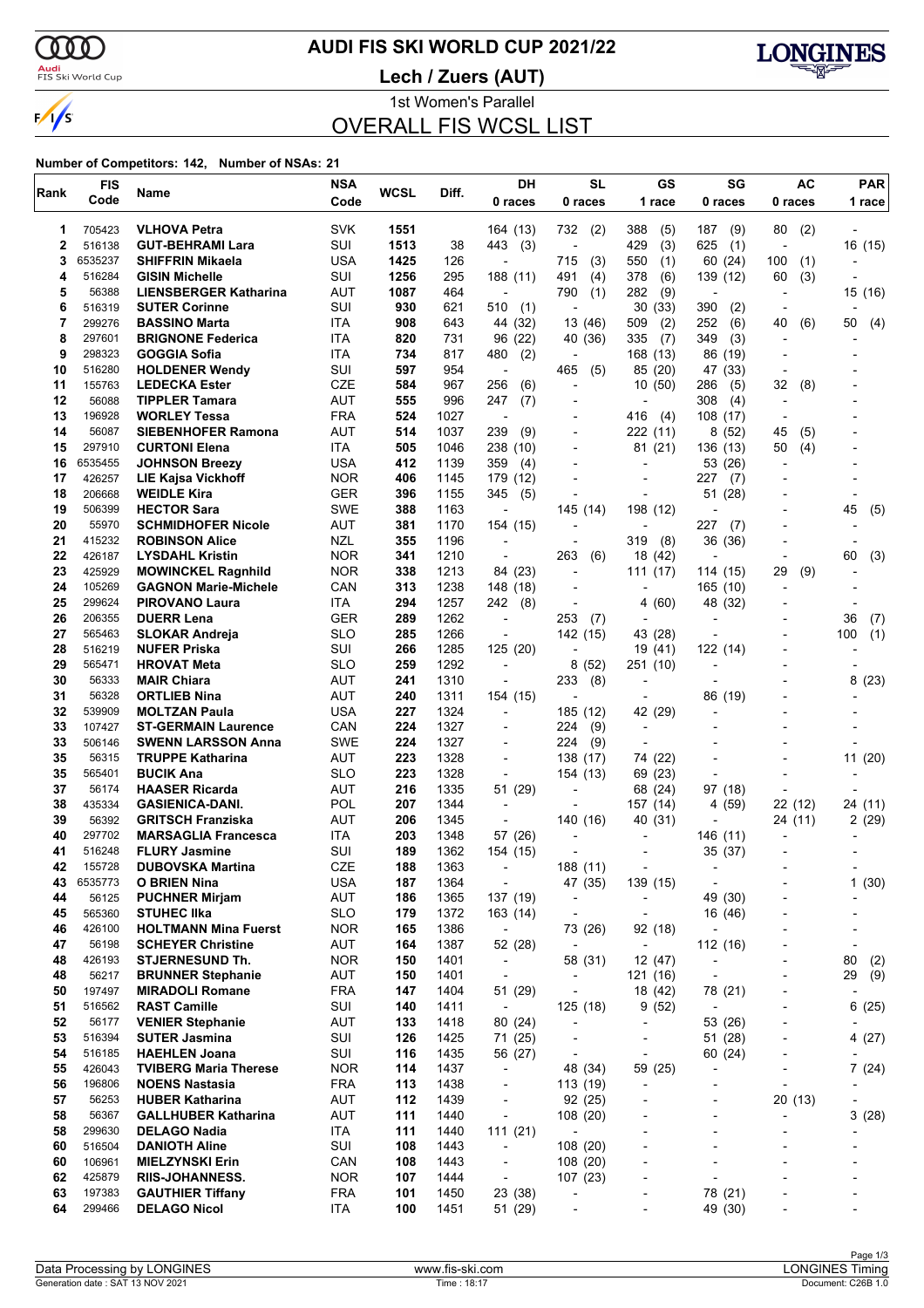# AUDI FIS SKI WORLD CUP 2021/22

**Lech / Zuers (AUT)**

1st Women's Parallel

## OVERALL FIS WCSL LIST

**Number of Competitors: 142, Number of NSAs: 21**

| Rank | FIS Code | Name | NSA Code | WCSL | Diff. | DH 0 races | SL 0 races | GS 1 race | SG 0 races | AC 0 races | PAR 1 race |
|---|---|---|---|---|---|---|---|---|---|---|---|
| 1 | 705423 | **VLHOVA Petra** | SVK | **1551** | | 164 (13) | 732 (2) | 388 (5) | 187 (9) | 80 (2) | - |
| 2 | 516138 | **GUT-BEHRAMI Lara** | SUI | **1513** | 38 | 443 (3) | - | 429 (3) | 625 (1) | - | 16 (15) |
| 3 | 6535237 | **SHIFFRIN Mikaela** | USA | **1425** | 126 | - | 715 (3) | 550 (1) | 60 (24) | 100 (1) | - |
| 4 | 516284 | **GISIN Michelle** | SUI | **1256** | 295 | 188 (11) | 491 (4) | 378 (6) | 139 (12) | 60 (3) | - |
| 5 | 56388 | **LIENSBERGER Katharina** | AUT | **1087** | 464 | - | 790 (1) | 282 (9) | - | - | 15 (16) |
| 6 | 516319 | **SUTER Corinne** | SUI | **930** | 621 | 510 (1) | - | 30 (33) | 390 (2) | - | - |
| 7 | 299276 | **BASSINO Marta** | ITA | **908** | 643 | 44 (32) | 13 (46) | 509 (2) | 252 (6) | 40 (6) | 50 (4) |
| 8 | 297601 | **BRIGNONE Federica** | ITA | **820** | 731 | 96 (22) | 40 (36) | 335 (7) | 349 (3) | - | - |
| 9 | 298323 | **GOGGIA Sofia** | ITA | **734** | 817 | 480 (2) | - | 168 (13) | 86 (19) | - | - |
| 10 | 516280 | **HOLDENER Wendy** | SUI | **597** | 954 | - | 465 (5) | 85 (20) | 47 (33) | - | - |
| 11 | 155763 | **LEDECKA Ester** | CZE | **584** | 967 | 256 (6) | - | 10 (50) | 286 (5) | 32 (8) | - |
| 12 | 56088 | **TIPPLER Tamara** | AUT | **555** | 996 | 247 (7) | - | - | 308 (4) | - | - |
| 13 | 196928 | **WORLEY Tessa** | FRA | **524** | 1027 | - | - | 416 (4) | 108 (17) | - | - |
| 14 | 56087 | **SIEBENHOFER Ramona** | AUT | **514** | 1037 | 239 (9) | - | 222 (11) | 8 (52) | 45 (5) | - |
| 15 | 297910 | **CURTONI Elena** | ITA | **505** | 1046 | 238 (10) | - | 81 (21) | 136 (13) | 50 (4) | - |
| 16 | 6535455 | **JOHNSON Breezy** | USA | **412** | 1139 | 359 (4) | - | - | 53 (26) | - | - |
| 17 | 426257 | **LIE Kajsa Vickhoff** | NOR | **406** | 1145 | 179 (12) | - | - | 227 (7) | - | - |
| 18 | 206668 | **WEIDLE Kira** | GER | **396** | 1155 | 345 (5) | - | - | 51 (28) | - | - |
| 19 | 506399 | **HECTOR Sara** | SWE | **388** | 1163 | - | 145 (14) | 198 (12) | - | - | 45 (5) |
| 20 | 55970 | **SCHMIDHOFER Nicole** | AUT | **381** | 1170 | 154 (15) | - | - | 227 (7) | - | - |
| 21 | 415232 | **ROBINSON Alice** | NZL | **355** | 1196 | - | - | 319 (8) | 36 (36) | - | - |
| 22 | 426187 | **LYSDAHL Kristin** | NOR | **341** | 1210 | - | 263 (6) | 18 (42) | - | - | 60 (3) |
| 23 | 425929 | **MOWINCKEL Ragnhild** | NOR | **338** | 1213 | 84 (23) | - | 111 (17) | 114 (15) | 29 (9) | - |
| 24 | 105269 | **GAGNON Marie-Michele** | CAN | **313** | 1238 | 148 (18) | - | - | 165 (10) | - | - |
| 25 | 299624 | **PIROVANO Laura** | ITA | **294** | 1257 | 242 (8) | - | 4 (60) | 48 (32) | - | - |
| 26 | 206355 | **DUERR Lena** | GER | **289** | 1262 | - | 253 (7) | - | - | - | 36 (7) |
| 27 | 565463 | **SLOKAR Andreja** | SLO | **285** | 1266 | - | 142 (15) | 43 (28) | - | - | 100 (1) |
| 28 | 516219 | **NUFER Priska** | SUI | **266** | 1285 | 125 (20) | - | 19 (41) | 122 (14) | - | - |
| 29 | 565471 | **HROVAT Meta** | SLO | **259** | 1292 | - | 8 (52) | 251 (10) | - | - | - |
| 30 | 56333 | **MAIR Chiara** | AUT | **241** | 1310 | - | 233 (8) | - | - | - | 8 (23) |
| 31 | 56328 | **ORTLIEB Nina** | AUT | **240** | 1311 | 154 (15) | - | - | 86 (19) | - | - |
| 32 | 539909 | **MOLTZAN Paula** | USA | **227** | 1324 | - | 185 (12) | 42 (29) | - | - | - |
| 33 | 107427 | **ST-GERMAIN Laurence** | CAN | **224** | 1327 | - | 224 (9) | - | - | - | - |
| 33 | 506146 | **SWENN LARSSON Anna** | SWE | **224** | 1327 | - | 224 (9) | - | - | - | - |
| 35 | 56315 | **TRUPPE Katharina** | AUT | **223** | 1328 | - | 138 (17) | 74 (22) | - | - | 11 (20) |
| 35 | 565401 | **BUCIK Ana** | SLO | **223** | 1328 | - | 154 (13) | 69 (23) | - | - | - |
| 37 | 56174 | **HAASER Ricarda** | AUT | **216** | 1335 | 51 (29) | - | 68 (24) | 97 (18) | - | - |
| 38 | 435334 | **GASIENICA-DANI.** | POL | **207** | 1344 | - | - | 157 (14) | 4 (59) | 22 (12) | 24 (11) |
| 39 | 56392 | **GRITSCH Franziska** | AUT | **206** | 1345 | - | 140 (16) | 40 (31) | - | 24 (11) | 2 (29) |
| 40 | 297702 | **MARSAGLIA Francesca** | ITA | **203** | 1348 | 57 (26) | - | - | 146 (11) | - | - |
| 41 | 516248 | **FLURY Jasmine** | SUI | **189** | 1362 | 154 (15) | - | - | 35 (37) | - | - |
| 42 | 155728 | **DUBOVSKA Martina** | CZE | **188** | 1363 | - | 188 (11) | - | - | - | - |
| 43 | 6535773 | **O BRIEN Nina** | USA | **187** | 1364 | - | 47 (35) | 139 (15) | - | - | 1 (30) |
| 44 | 56125 | **PUCHNER Mirjam** | AUT | **186** | 1365 | 137 (19) | - | - | 49 (30) | - | - |
| 45 | 565360 | **STUHEC Ilka** | SLO | **179** | 1372 | 163 (14) | - | - | 16 (46) | - | - |
| 46 | 426100 | **HOLTMANN Mina Fuerst** | NOR | **165** | 1386 | - | 73 (26) | 92 (18) | - | - | - |
| 47 | 56198 | **SCHEYER Christine** | AUT | **164** | 1387 | 52 (28) | - | - | 112 (16) | - | - |
| 48 | 426193 | **STJERNESUND Th.** | NOR | **150** | 1401 | - | 58 (31) | 12 (47) | - | - | 80 (2) |
| 48 | 56217 | **BRUNNER Stephanie** | AUT | **150** | 1401 | - | - | 121 (16) | - | - | 29 (9) |
| 50 | 197497 | **MIRADOLI Romane** | FRA | **147** | 1404 | 51 (29) | - | 18 (42) | 78 (21) | - | - |
| 51 | 516562 | **RAST Camille** | SUI | **140** | 1411 | - | 125 (18) | 9 (52) | - | - | 6 (25) |
| 52 | 56177 | **VENIER Stephanie** | AUT | **133** | 1418 | 80 (24) | - | - | 53 (26) | - | - |
| 53 | 516394 | **SUTER Jasmina** | SUI | **126** | 1425 | 71 (25) | - | - | 51 (28) | - | 4 (27) |
| 54 | 516185 | **HAEHLEN Joana** | SUI | **116** | 1435 | 56 (27) | - | - | 60 (24) | - | - |
| 55 | 426043 | **TVIBERG Maria Therese** | NOR | **114** | 1437 | - | 48 (34) | 59 (25) | - | - | 7 (24) |
| 56 | 196806 | **NOENS Nastasia** | FRA | **113** | 1438 | - | 113 (19) | - | - | - | - |
| 57 | 56253 | **HUBER Katharina** | AUT | **112** | 1439 | - | 92 (25) | - | - | 20 (13) | - |
| 58 | 56367 | **GALLHUBER Katharina** | AUT | **111** | 1440 | - | 108 (20) | - | - | - | 3 (28) |
| 58 | 299630 | **DELAGO Nadia** | ITA | **111** | 1440 | 111 (21) | - | - | - | - | - |
| 60 | 516504 | **DANIOTH Aline** | SUI | **108** | 1443 | - | 108 (20) | - | - | - | - |
| 60 | 106961 | **MIELZYNSKI Erin** | CAN | **108** | 1443 | - | 108 (20) | - | - | - | - |
| 62 | 425879 | **RIIS-JOHANNESS.** | NOR | **107** | 1444 | - | 107 (23) | - | - | - | - |
| 63 | 197383 | **GAUTHIER Tiffany** | FRA | **101** | 1450 | 23 (38) | - | - | 78 (21) | - | - |
| 64 | 299466 | **DELAGO Nicol** | ITA | **100** | 1451 | 51 (29) | - | - | 49 (30) | - | - |

Data Processing by LONGINES | www.fis-ski.com | LONGINES Timing

Generation date : SAT 13 NOV 2021 | Time : 18:17 | Document: C26B 1.0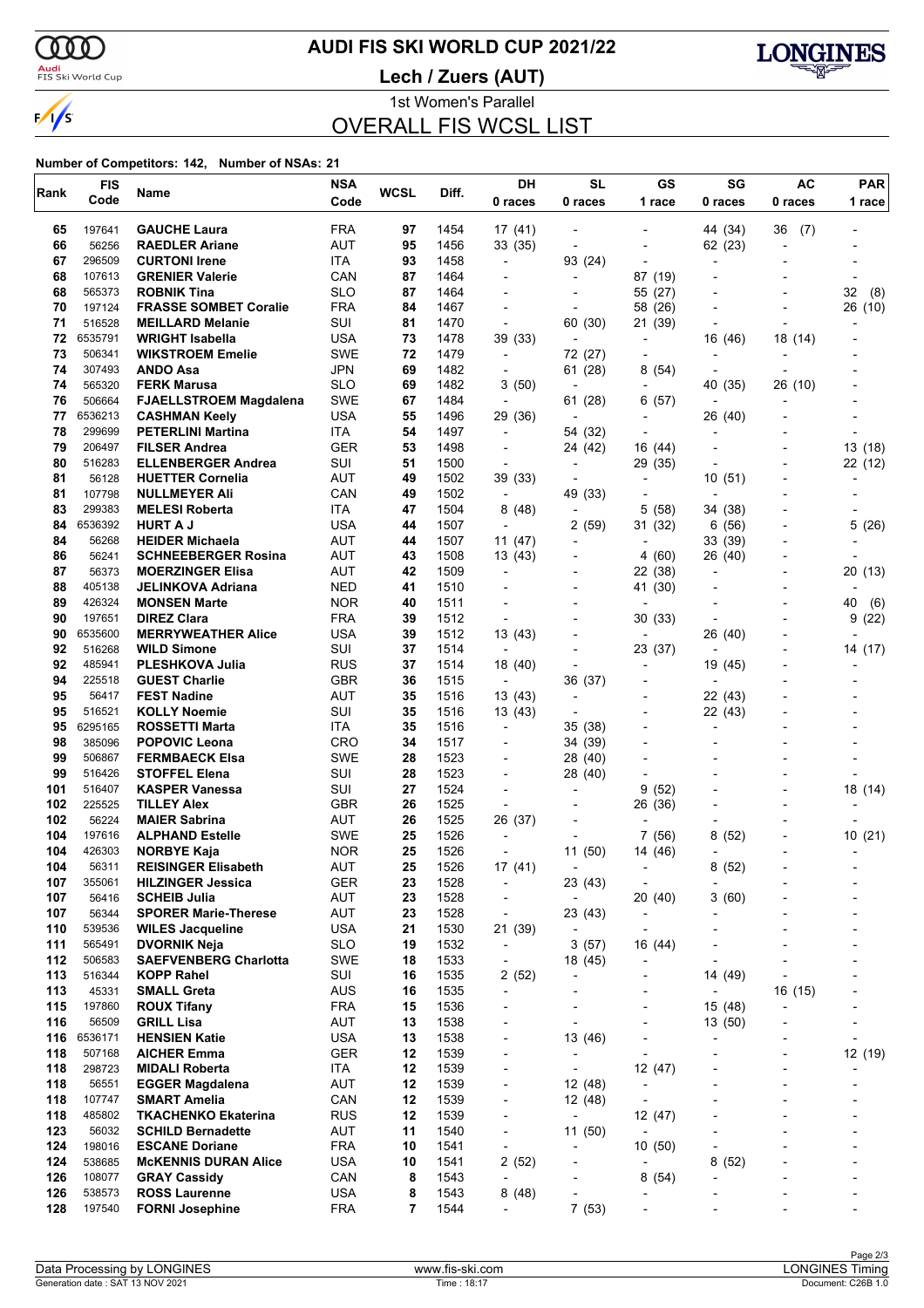# AUDI FIS SKI WORLD CUP 2021/22

**Lech / Zuers (AUT)**

1st Women's Parallel

## OVERALL FIS WCSL LIST

**Number of Competitors: 142, Number of NSAs: 21**

| Rank | FIS Code | Name | NSA Code | WCSL | Diff. | DH 0 races | SL 0 races | GS 1 race | SG 0 races | AC 0 races | PAR 1 race |
|---|---|---|---|---|---|---|---|---|---|---|---|
| 65 | 197641 | **GAUCHE Laura** | FRA | **97** | 1454 | 17 (41) | - | - | 44 (34) | 36 (7) | - |
| 66 | 56256 | **RAEDLER Ariane** | AUT | **95** | 1456 | 33 (35) | - | - | 62 (23) | - | - |
| 67 | 296509 | **CURTONI Irene** | ITA | **93** | 1458 | - | 93 (24) | - | - | - | - |
| 68 | 107613 | **GRENIER Valerie** | CAN | **87** | 1464 | - | - | 87 (19) | - | - | - |
| 68 | 565373 | **ROBNIK Tina** | SLO | **87** | 1464 | - | - | 55 (27) | - | - | 32 (8) |
| 70 | 197124 | **FRASSE SOMBET Coralie** | FRA | **84** | 1467 | - | - | 58 (26) | - | - | 26 (10) |
| 71 | 516528 | **MEILLARD Melanie** | SUI | **81** | 1470 | - | 60 (30) | 21 (39) | - | - | - |
| 72 | 6535791 | **WRIGHT Isabella** | USA | **73** | 1478 | 39 (33) | - | - | 16 (46) | 18 (14) | - |
| 73 | 506341 | **WIKSTROEM Emelie** | SWE | **72** | 1479 | - | 72 (27) | - | - | - | - |
| 74 | 307493 | **ANDO Asa** | JPN | **69** | 1482 | - | 61 (28) | 8 (54) | - | - | - |
| 74 | 565320 | **FERK Marusa** | SLO | **69** | 1482 | 3 (50) | - | - | 40 (35) | 26 (10) | - |
| 76 | 506664 | **FJAELLSTROEM Magdalena** | SWE | **67** | 1484 | - | 61 (28) | 6 (57) | - | - | - |
| 77 | 6536213 | **CASHMAN Keely** | USA | **55** | 1496 | 29 (36) | - | - | 26 (40) | - | - |
| 78 | 299699 | **PETERLINI Martina** | ITA | **54** | 1497 | - | 54 (32) | - | - | - | - |
| 79 | 206497 | **FILSER Andrea** | GER | **53** | 1498 | - | 24 (42) | 16 (44) | - | - | 13 (18) |
| 80 | 516283 | **ELLENBERGER Andrea** | SUI | **51** | 1500 | - | - | 29 (35) | - | - | 22 (12) |
| 81 | 56128 | **HUETTER Cornelia** | AUT | **49** | 1502 | 39 (33) | - | - | 10 (51) | - | - |
| 81 | 107798 | **NULLMEYER Ali** | CAN | **49** | 1502 | - | 49 (33) | - | - | - | - |
| 83 | 299383 | **MELESI Roberta** | ITA | **47** | 1504 | 8 (48) | - | 5 (58) | 34 (38) | - | - |
| 84 | 6536392 | **HURT A J** | USA | **44** | 1507 | - | 2 (59) | 31 (32) | 6 (56) | - | 5 (26) |
| 84 | 56268 | **HEIDER Michaela** | AUT | **44** | 1507 | 11 (47) | - | - | 33 (39) | - | - |
| 86 | 56241 | **SCHNEEBERGER Rosina** | AUT | **43** | 1508 | 13 (43) | - | 4 (60) | 26 (40) | - | - |
| 87 | 56373 | **MOERZINGER Elisa** | AUT | **42** | 1509 | - | - | 22 (38) | - | - | 20 (13) |
| 88 | 405138 | **JELINKOVA Adriana** | NED | **41** | 1510 | - | - | 41 (30) | - | - | - |
| 89 | 426324 | **MONSEN Marte** | NOR | **40** | 1511 | - | - | - | - | - | 40 (6) |
| 90 | 197651 | **DIREZ Clara** | FRA | **39** | 1512 | - | - | 30 (33) | - | - | 9 (22) |
| 90 | 6535600 | **MERRYWEATHER Alice** | USA | **39** | 1512 | 13 (43) | - | - | 26 (40) | - | - |
| 92 | 516268 | **WILD Simone** | SUI | **37** | 1514 | - | - | 23 (37) | - | - | 14 (17) |
| 92 | 485941 | **PLESHKOVA Julia** | RUS | **37** | 1514 | 18 (40) | - | - | 19 (45) | - | - |
| 94 | 225518 | **GUEST Charlie** | GBR | **36** | 1515 | - | 36 (37) | - | - | - | - |
| 95 | 56417 | **FEST Nadine** | AUT | **35** | 1516 | 13 (43) | - | - | 22 (43) | - | - |
| 95 | 516521 | **KOLLY Noemie** | SUI | **35** | 1516 | 13 (43) | - | - | 22 (43) | - | - |
| 95 | 6295165 | **ROSSETTI Marta** | ITA | **35** | 1516 | - | 35 (38) | - | - | - | - |
| 98 | 385096 | **POPOVIC Leona** | CRO | **34** | 1517 | - | 34 (39) | - | - | - | - |
| 99 | 506867 | **FERMBAECK Elsa** | SWE | **28** | 1523 | - | 28 (40) | - | - | - | - |
| 99 | 516426 | **STOFFEL Elena** | SUI | **28** | 1523 | - | 28 (40) | - | - | - | - |
| 101 | 516407 | **KASPER Vanessa** | SUI | **27** | 1524 | - | - | 9 (52) | - | - | 18 (14) |
| 102 | 225525 | **TILLEY Alex** | GBR | **26** | 1525 | - | - | 26 (36) | - | - | - |
| 102 | 56224 | **MAIER Sabrina** | AUT | **26** | 1525 | 26 (37) | - | - | - | - | - |
| 104 | 197616 | **ALPHAND Estelle** | SWE | **25** | 1526 | - | - | 7 (56) | 8 (52) | - | 10 (21) |
| 104 | 426303 | **NORBYE Kaja** | NOR | **25** | 1526 | - | 11 (50) | 14 (46) | - | - | - |
| 104 | 56311 | **REISINGER Elisabeth** | AUT | **25** | 1526 | 17 (41) | - | - | 8 (52) | - | - |
| 107 | 355061 | **HILZINGER Jessica** | GER | **23** | 1528 | - | 23 (43) | - | - | - | - |
| 107 | 56416 | **SCHEIB Julia** | AUT | **23** | 1528 | - | - | 20 (40) | 3 (60) | - | - |
| 107 | 56344 | **SPORER Marie-Therese** | AUT | **23** | 1528 | - | 23 (43) | - | - | - | - |
| 110 | 539536 | **WILES Jacqueline** | USA | **21** | 1530 | 21 (39) | - | - | - | - | - |
| 111 | 565491 | **DVORNIK Neja** | SLO | **19** | 1532 | - | 3 (57) | 16 (44) | - | - | - |
| 112 | 506583 | **SAEFVENBERG Charlotta** | SWE | **18** | 1533 | - | 18 (45) | - | - | - | - |
| 113 | 516344 | **KOPP Rahel** | SUI | **16** | 1535 | 2 (52) | - | - | 14 (49) | - | - |
| 113 | 45331 | **SMALL Greta** | AUS | **16** | 1535 | - | - | - | - | 16 (15) | - |
| 115 | 197860 | **ROUX Tifany** | FRA | **15** | 1536 | - | - | - | 15 (48) | - | - |
| 116 | 56509 | **GRILL Lisa** | AUT | **13** | 1538 | - | - | - | 13 (50) | - | - |
| 116 | 6536171 | **HENSIEN Katie** | USA | **13** | 1538 | - | 13 (46) | - | - | - | - |
| 118 | 507168 | **AICHER Emma** | GER | **12** | 1539 | - | - | - | - | - | 12 (19) |
| 118 | 298723 | **MIDALI Roberta** | ITA | **12** | 1539 | - | - | 12 (47) | - | - | - |
| 118 | 56551 | **EGGER Magdalena** | AUT | **12** | 1539 | - | 12 (48) | - | - | - | - |
| 118 | 107747 | **SMART Amelia** | CAN | **12** | 1539 | - | 12 (48) | - | - | - | - |
| 118 | 485802 | **TKACHENKO Ekaterina** | RUS | **12** | 1539 | - | - | 12 (47) | - | - | - |
| 123 | 56032 | **SCHILD Bernadette** | AUT | **11** | 1540 | - | 11 (50) | - | - | - | - |
| 124 | 198016 | **ESCANE Doriane** | FRA | **10** | 1541 | - | - | 10 (50) | - | - | - |
| 124 | 538685 | **McKENNIS DURAN Alice** | USA | **10** | 1541 | 2 (52) | - | - | 8 (52) | - | - |
| 126 | 108077 | **GRAY Cassidy** | CAN | **8** | 1543 | - | - | 8 (54) | - | - | - |
| 126 | 538573 | **ROSS Laurenne** | USA | **8** | 1543 | 8 (48) | - | - | - | - | - |
| 128 | 197540 | **FORNI Josephine** | FRA | **7** | 1544 | - | 7 (53) | - | - | - | - |

Data Processing by LONGINES | www.fis-ski.com | LONGINES Timing

Generation date : SAT 13 NOV 2021 | Time : 18:17 | Document: C26B 1.0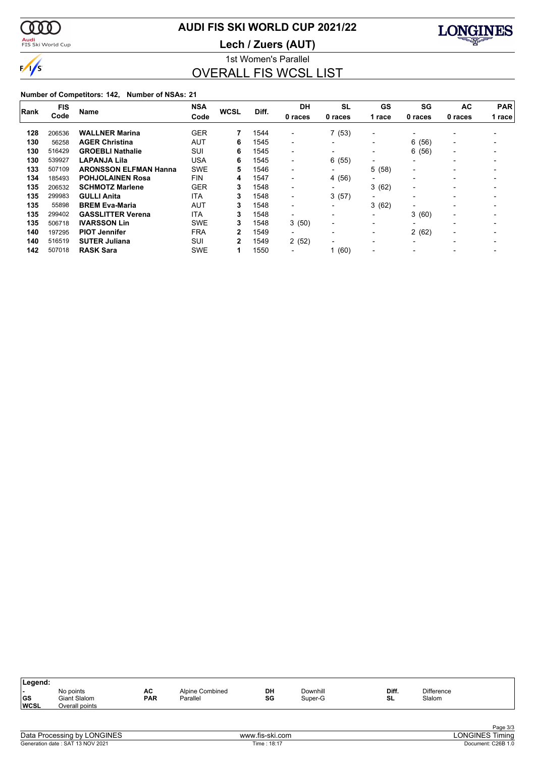# AUDI FIS SKI WORLD CUP 2021/22

## Lech / Zuers (AUT)

1st Women's Parallel

## OVERALL FIS WCSL LIST

**Number of Competitors: 142, Number of NSAs: 21**

| Rank | FIS Code | Name | NSA Code | WCSL | Diff. | DH 0 races | SL 0 races | GS 1 race | SG 0 races | AC 0 races | PAR 1 race |
|---|---|---|---|---|---|---|---|---|---|---|---|
| 128 | 206536 | **WALLNER Marina** | GER | 7 | 1544 | - | 7 (53) | - | - | - | - |
| 130 | 56258 | **AGER Christina** | AUT | 6 | 1545 | - | - | - | 6 (56) | - | - |
| 130 | 516429 | **GROEBLI Nathalie** | SUI | 6 | 1545 | - | - | - | 6 (56) | - | - |
| 130 | 539927 | **LAPANJA Lila** | USA | 6 | 1545 | - | 6 (55) | - | - | - | - |
| 133 | 507109 | **ARONSSON ELFMAN Hanna** | SWE | 5 | 1546 | - | - | 5 (58) | - | - | - |
| 134 | 185493 | **POHJOLAINEN Rosa** | FIN | 4 | 1547 | - | 4 (56) | - | - | - | - |
| 135 | 206532 | **SCHMOTZ Marlene** | GER | 3 | 1548 | - | - | 3 (62) | - | - | - |
| 135 | 299983 | **GULLI Anita** | ITA | 3 | 1548 | - | 3 (57) | - | - | - | - |
| 135 | 55898 | **BREM Eva-Maria** | AUT | 3 | 1548 | - | - | 3 (62) | - | - | - |
| 135 | 299402 | **GASSLITTER Verena** | ITA | 3 | 1548 | - | - | - | 3 (60) | - | - |
| 135 | 506718 | **IVARSSON Lin** | SWE | 3 | 1548 | 3 (50) | - | - | - | - | - |
| 140 | 197295 | **PIOT Jennifer** | FRA | 2 | 1549 | - | - | - | 2 (62) | - | - |
| 140 | 516519 | **SUTER Juliana** | SUI | 2 | 1549 | 2 (52) | - | - | - | - | - |
| 142 | 507018 | **RASK Sara** | SWE | 1 | 1550 | - | 1 (60) | - | - | - | - |

**Legend:**

| | | | | | | | |
|---|---|---|---|---|---|---|---|
| - | No points | AC | Alpine Combined | DH | Downhill | Diff. | Difference |
| GS | Giant Slalom | PAR | Parallel | SG | Super-G | SL | Slalom |
| WCSL | Overall points | | | | | | |

Data Processing by LONGINES — www.fis-ski.com — LONGINES Timing

Generation date : SAT 13 NOV 2021 — Time : 18:17 — Document: C26B 1.0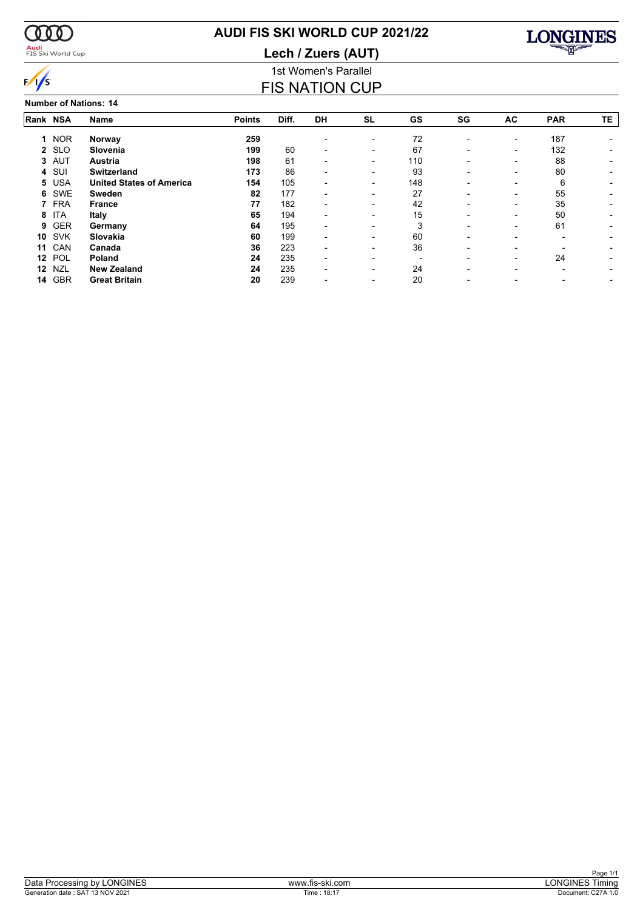# AUDI FIS SKI WORLD CUP 2021/22

## Lech / Zuers (AUT)

1st Women's Parallel

## FIS NATION CUP

**Number of Nations: 14**

| Rank | NSA | Name | Points | Diff. | DH | SL | GS | SG | AC | PAR | TE |
|---|---|---|---|---|---|---|---|---|---|---|---|
| 1 | NOR | **Norway** | **259** | | - | - | 72 | - | - | 187 | - |
| 2 | SLO | **Slovenia** | **199** | 60 | - | - | 67 | - | - | 132 | - |
| 3 | AUT | **Austria** | **198** | 61 | - | - | 110 | - | - | 88 | - |
| 4 | SUI | **Switzerland** | **173** | 86 | - | - | 93 | - | - | 80 | - |
| 5 | USA | **United States of America** | **154** | 105 | - | - | 148 | - | - | 6 | - |
| 6 | SWE | **Sweden** | **82** | 177 | - | - | 27 | - | - | 55 | - |
| 7 | FRA | **France** | **77** | 182 | - | - | 42 | - | - | 35 | - |
| 8 | ITA | **Italy** | **65** | 194 | - | - | 15 | - | - | 50 | - |
| 9 | GER | **Germany** | **64** | 195 | - | - | 3 | - | - | 61 | - |
| 10 | SVK | **Slovakia** | **60** | 199 | - | - | 60 | - | - | - | - |
| 11 | CAN | **Canada** | **36** | 223 | - | - | 36 | - | - | - | - |
| 12 | POL | **Poland** | **24** | 235 | - | - | - | - | - | 24 | - |
| 12 | NZL | **New Zealand** | **24** | 235 | - | - | 24 | - | - | - | - |
| 14 | GBR | **Great Britain** | **20** | 239 | - | - | 20 | - | - | - | - |

Data Processing by LONGINES | www.fis-ski.com | LONGINES Timing

Generation date : SAT 13 NOV 2021 | Time : 18:17 | Document: C27A 1.0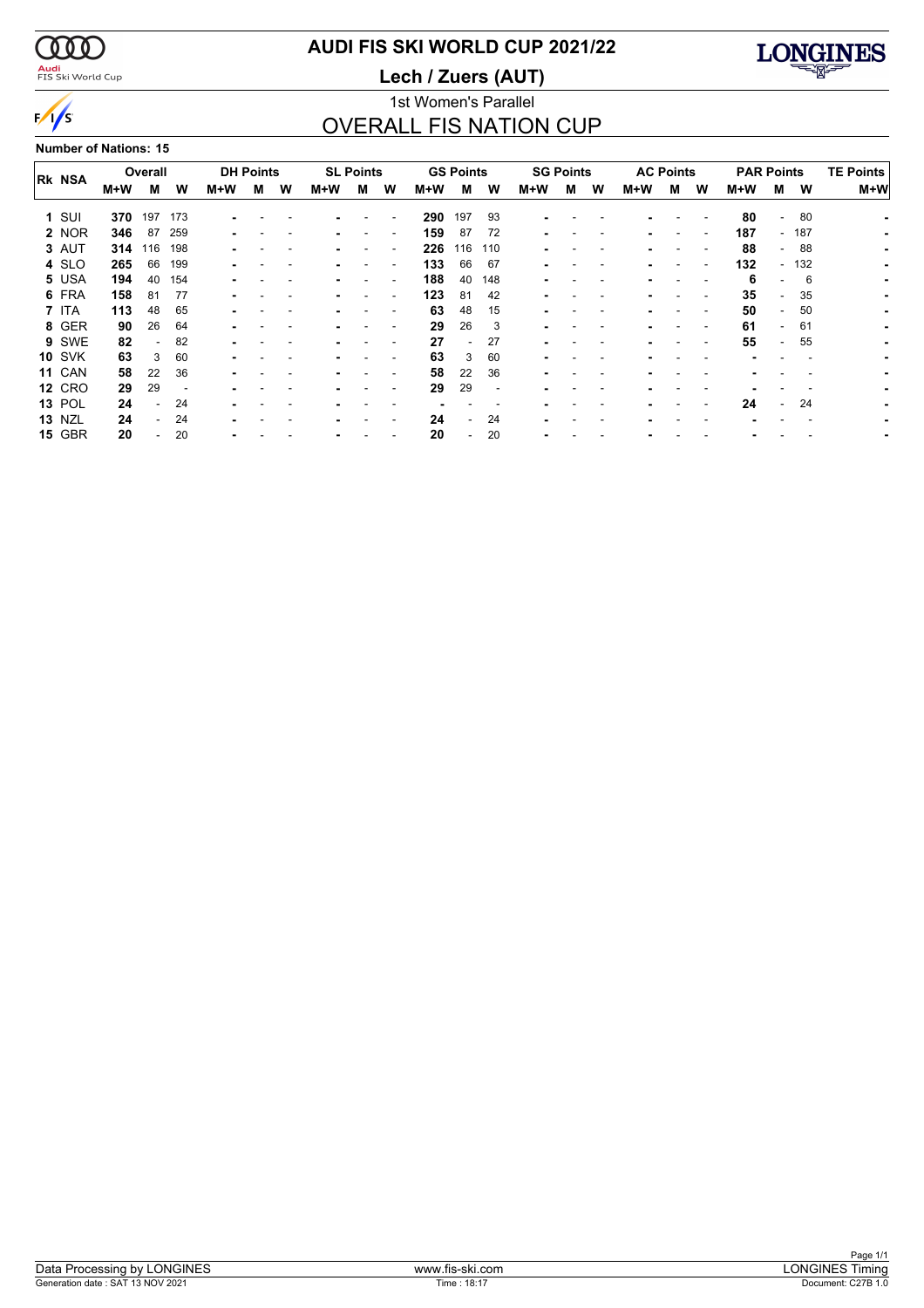# AUDI FIS SKI WORLD CUP 2021/22

**Lech / Zuers (AUT)**

1st Women's Parallel

## OVERALL FIS NATION CUP

**Number of Nations: 15**

| Rk | NSA | Overall | | | DH Points | | | SL Points | | | GS Points | | | SG Points | | | AC Points | | | PAR Points | | | TE Points |
|---|---|---|---|---|---|---|---|---|---|---|---|---|---|---|---|---|---|---|---|---|---|---|---|
| | | M+W | M | W | M+W | M | W | M+W | M | W | M+W | M | W | M+W | M | W | M+W | M | W | M+W | M | W | M+W |
| 1 | SUI | **370** | 197 | 173 | - | - | - | - | - | - | **290** | 197 | 93 | - | - | - | - | - | - | **80** | - | 80 | - |
| 2 | NOR | **346** | 87 | 259 | - | - | - | - | - | - | **159** | 87 | 72 | - | - | - | - | - | - | **187** | - | 187 | - |
| 3 | AUT | **314** | 116 | 198 | - | - | - | - | - | - | **226** | 116 | 110 | - | - | - | - | - | - | **88** | - | 88 | - |
| 4 | SLO | **265** | 66 | 199 | - | - | - | - | - | - | **133** | 66 | 67 | - | - | - | - | - | - | **132** | - | 132 | - |
| 5 | USA | **194** | 40 | 154 | - | - | - | - | - | - | **188** | 40 | 148 | - | - | - | - | - | - | **6** | - | 6 | - |
| 6 | FRA | **158** | 81 | 77 | - | - | - | - | - | - | **123** | 81 | 42 | - | - | - | - | - | - | **35** | - | 35 | - |
| 7 | ITA | **113** | 48 | 65 | - | - | - | - | - | - | **63** | 48 | 15 | - | - | - | - | - | - | **50** | - | 50 | - |
| 8 | GER | **90** | 26 | 64 | - | - | - | - | - | - | **29** | 26 | 3 | - | - | - | - | - | - | **61** | - | 61 | - |
| 9 | SWE | **82** | - | 82 | - | - | - | - | - | - | **27** | - | 27 | - | - | - | - | - | - | **55** | - | 55 | - |
| 10 | SVK | **63** | 3 | 60 | - | - | - | - | - | - | **63** | 3 | 60 | - | - | - | - | - | - | - | - | - | - |
| 11 | CAN | **58** | 22 | 36 | - | - | - | - | - | - | **58** | 22 | 36 | - | - | - | - | - | - | - | - | - | - |
| 12 | CRO | **29** | 29 | - | - | - | - | - | - | - | **29** | 29 | - | - | - | - | - | - | - | - | - | - | - |
| 13 | POL | **24** | - | 24 | - | - | - | - | - | - | - | - | - | - | - | - | - | - | - | **24** | - | 24 | - |
| 13 | NZL | **24** | - | 24 | - | - | - | - | - | - | **24** | - | 24 | - | - | - | - | - | - | - | - | - | - |
| 15 | GBR | **20** | - | 20 | - | - | - | - | - | - | **20** | - | 20 | - | - | - | - | - | - | - | - | - | - |

Data Processing by LONGINES | www.fis-ski.com | LONGINES Timing

Generation date : SAT 13 NOV 2021 | Time : 18:17 | Document: C27B 1.0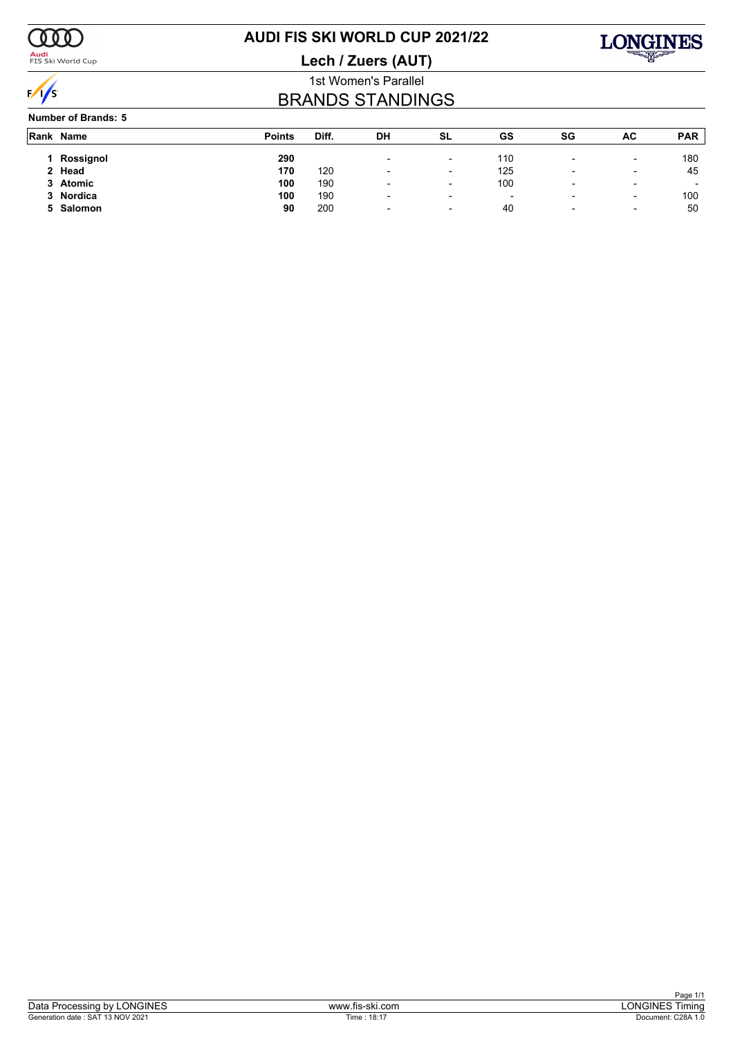# AUDI FIS SKI WORLD CUP 2021/22

## Lech / Zuers (AUT)

1st Women's Parallel

## BRANDS STANDINGS

**Number of Brands: 5**

| Rank | Name | Points | Diff. | DH | SL | GS | SG | AC | PAR |
|---|---|---|---|---|---|---|---|---|---|
| 1 | **Rossignol** | **290** | | - | - | 110 | - | - | 180 |
| 2 | **Head** | **170** | 120 | - | - | 125 | - | - | 45 |
| 3 | **Atomic** | **100** | 190 | - | - | 100 | - | - | - |
| 3 | **Nordica** | **100** | 190 | - | - | - | - | - | 100 |
| 5 | **Salomon** | **90** | 200 | - | - | 40 | - | - | 50 |

Data Processing by LONGINES | www.fis-ski.com | LONGINES Timing

Generation date : SAT 13 NOV 2021 | Time : 18:17 | Document: C28A 1.0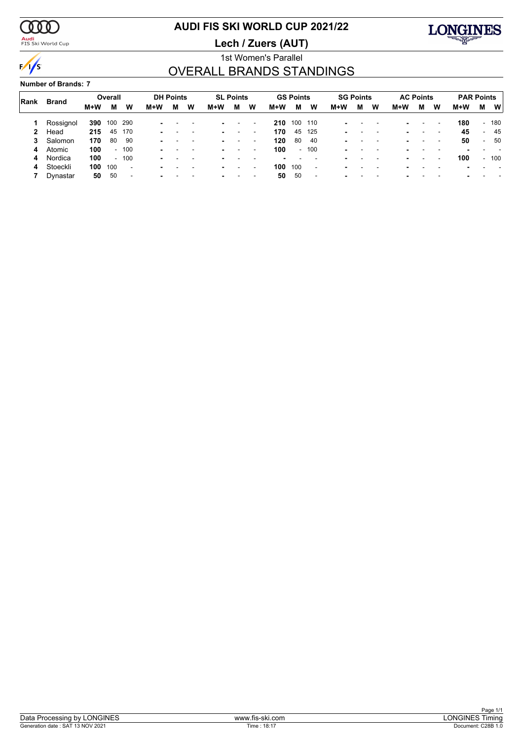# AUDI FIS SKI WORLD CUP 2021/22

**Lech / Zuers (AUT)**

1st Women's Parallel

## OVERALL BRANDS STANDINGS

**Number of Brands: 7**

| Rank | Brand | Overall | | | DH Points | | | SL Points | | | GS Points | | | SG Points | | | AC Points | | | PAR Points | | |
|---|---|---|---|---|---|---|---|---|---|---|---|---|---|---|---|---|---|---|---|---|---|---|
| | | M+W | M | W | M+W | M | W | M+W | M | W | M+W | M | W | M+W | M | W | M+W | M | W | M+W | M | W |
| 1 | Rossignol | **390** | 100 | 290 | - | - | - | - | - | - | **210** | 100 | 110 | - | - | - | - | - | - | **180** | - | 180 |
| 2 | Head | **215** | 45 | 170 | - | - | - | - | - | - | **170** | 45 | 125 | - | - | - | - | - | - | **45** | - | 45 |
| 3 | Salomon | **170** | 80 | 90 | - | - | - | - | - | - | **120** | 80 | 40 | - | - | - | - | - | - | **50** | - | 50 |
| 4 | Atomic | **100** | - | 100 | - | - | - | - | - | - | **100** | - | 100 | - | - | - | - | - | - | - | - | - |
| 4 | Nordica | **100** | - | 100 | - | - | - | - | - | - | - | - | - | - | - | - | - | - | - | **100** | - | 100 |
| 4 | Stoeckli | **100** | 100 | - | - | - | - | - | - | - | **100** | 100 | - | - | - | - | - | - | - | - | - | - |
| 7 | Dynastar | **50** | 50 | - | - | - | - | - | - | - | **50** | 50 | - | - | - | - | - | - | - | - | - | - |

Data Processing by LONGINES | www.fis-ski.com | LONGINES Timing

Generation date : SAT 13 NOV 2021 | Time : 18:17 | Document: C28B 1.0